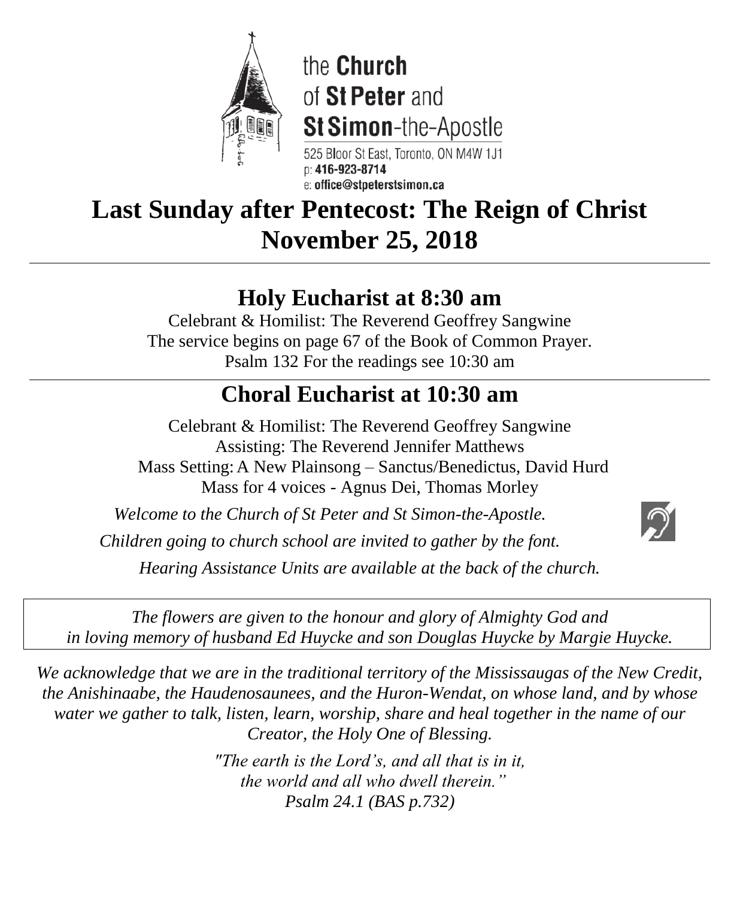the **Church** of **St Peter** and **St Simon**-the-Apostle

525 Bloor St East, Toronto, ON M4W 1J1
p: **416-923-8714**
e: **office@stpeterstsimon.ca**

# Last Sunday after Pentecost: The Reign of Christ
# November 25, 2018

---

## Holy Eucharist at 8:30 am

Celebrant & Homilist: The Reverend Geoffrey Sangwine
The service begins on page 67 of the Book of Common Prayer.
Psalm 132 For the readings see 10:30 am

---

## Choral Eucharist at 10:30 am

Celebrant & Homilist: The Reverend Geoffrey Sangwine
Assisting: The Reverend Jennifer Matthews
Mass Setting: A New Plainsong – Sanctus/Benedictus, David Hurd
Mass for 4 voices - Agnus Dei, Thomas Morley

*Welcome to the Church of St Peter and St Simon-the-Apostle.*

*Children going to church school are invited to gather by the font.*

*Hearing Assistance Units are available at the back of the church.*

*The flowers are given to the honour and glory of Almighty God and in loving memory of husband Ed Huycke and son Douglas Huycke by Margie Huycke.*

*We acknowledge that we are in the traditional territory of the Mississaugas of the New Credit, the Anishinaabe, the Haudenosaunees, and the Huron-Wendat, on whose land, and by whose water we gather to talk, listen, learn, worship, share and heal together in the name of our Creator, the Holy One of Blessing.*

*"The earth is the Lord's, and all that is in it,*
*the world and all who dwell therein."*
*Psalm 24.1 (BAS p.732)*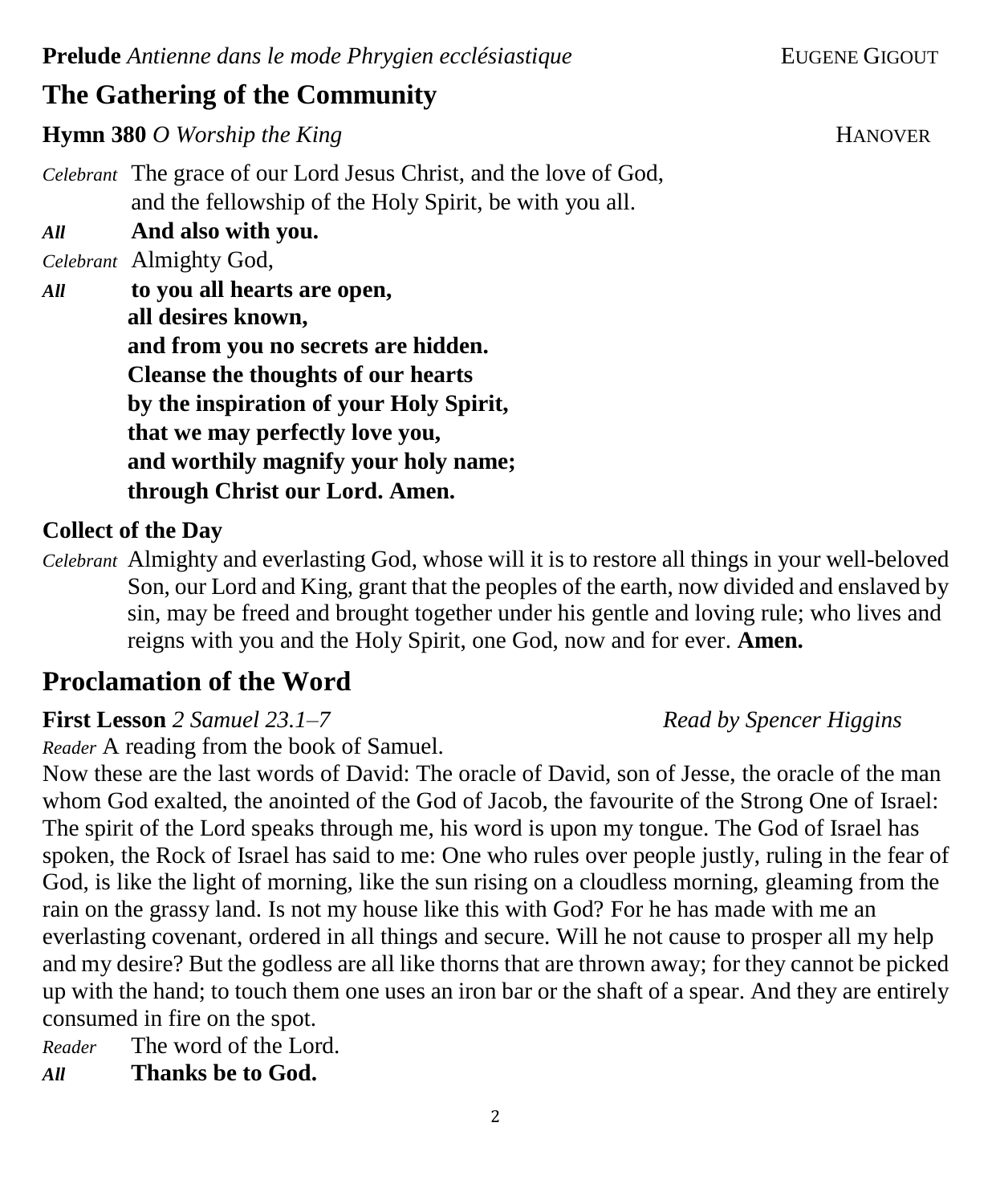**Prelude** *Antienne dans le mode Phrygien ecclésiastique* EUGENE GIGOUT

## The Gathering of the Community

**Hymn 380** *O Worship the King* HANOVER

*Celebrant* The grace of our Lord Jesus Christ, and the love of God,
and the fellowship of the Holy Spirit, be with you all.

***All*** **And also with you.**

*Celebrant* Almighty God,

***All*** **to you all hearts are open,**
**all desires known,**
**and from you no secrets are hidden.**
**Cleanse the thoughts of our hearts**
**by the inspiration of your Holy Spirit,**
**that we may perfectly love you,**
**and worthily magnify your holy name;**
**through Christ our Lord. Amen.**

**Collect of the Day**

*Celebrant* Almighty and everlasting God, whose will it is to restore all things in your well-beloved Son, our Lord and King, grant that the peoples of the earth, now divided and enslaved by sin, may be freed and brought together under his gentle and loving rule; who lives and reigns with you and the Holy Spirit, one God, now and for ever. **Amen.**

## Proclamation of the Word

**First Lesson** *2 Samuel 23.1–7* *Read by Spencer Higgins*

*Reader* A reading from the book of Samuel.

Now these are the last words of David: The oracle of David, son of Jesse, the oracle of the man whom God exalted, the anointed of the God of Jacob, the favourite of the Strong One of Israel: The spirit of the Lord speaks through me, his word is upon my tongue. The God of Israel has spoken, the Rock of Israel has said to me: One who rules over people justly, ruling in the fear of God, is like the light of morning, like the sun rising on a cloudless morning, gleaming from the rain on the grassy land. Is not my house like this with God? For he has made with me an everlasting covenant, ordered in all things and secure. Will he not cause to prosper all my help and my desire? But the godless are all like thorns that are thrown away; for they cannot be picked up with the hand; to touch them one uses an iron bar or the shaft of a spear. And they are entirely consumed in fire on the spot.

*Reader* The word of the Lord.

***All*** **Thanks be to God.**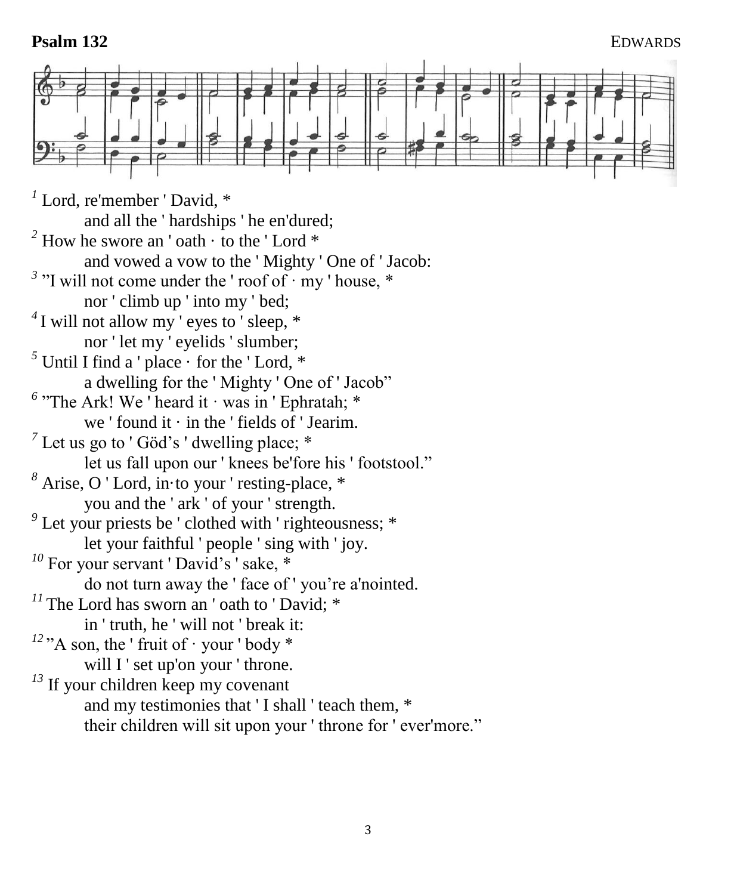**Psalm 132** EDWARDS

[1] Lord, re'member ' David, *
  and all the ' hardships ' he en'dured;
[2] How he swore an ' oath · to the ' Lord *
  and vowed a vow to the ' Mighty ' One of ' Jacob:
[3] "I will not come under the ' roof of · my ' house, *
  nor ' climb up ' into my ' bed;
[4] I will not allow my ' eyes to ' sleep, *
  nor ' let my ' eyelids ' slumber;
[5] Until I find a ' place · for the ' Lord, *
  a dwelling for the ' Mighty ' One of ' Jacob"
[6] "The Ark! We ' heard it · was in ' Ephratah; *
  we ' found it · in the ' fields of ' Jearim.
[7] Let us go to ' Göd's ' dwelling place; *
  let us fall upon our ' knees be'fore his ' footstool."
[8] Arise, O ' Lord, in·to your ' resting-place, *
  you and the ' ark ' of your ' strength.
[9] Let your priests be ' clothed with ' righteousness; *
  let your faithful ' people ' sing with ' joy.
[10] For your servant ' David's ' sake, *
  do not turn away the ' face of ' you're a'nointed.
[11] The Lord has sworn an ' oath to ' David; *
  in ' truth, he ' will not ' break it:
[12] "A son, the ' fruit of · your ' body *
  will I ' set up'on your ' throne.
[13] If your children keep my covenant
  and my testimonies that ' I shall ' teach them, *
  their children will sit upon your ' throne for ' ever'more."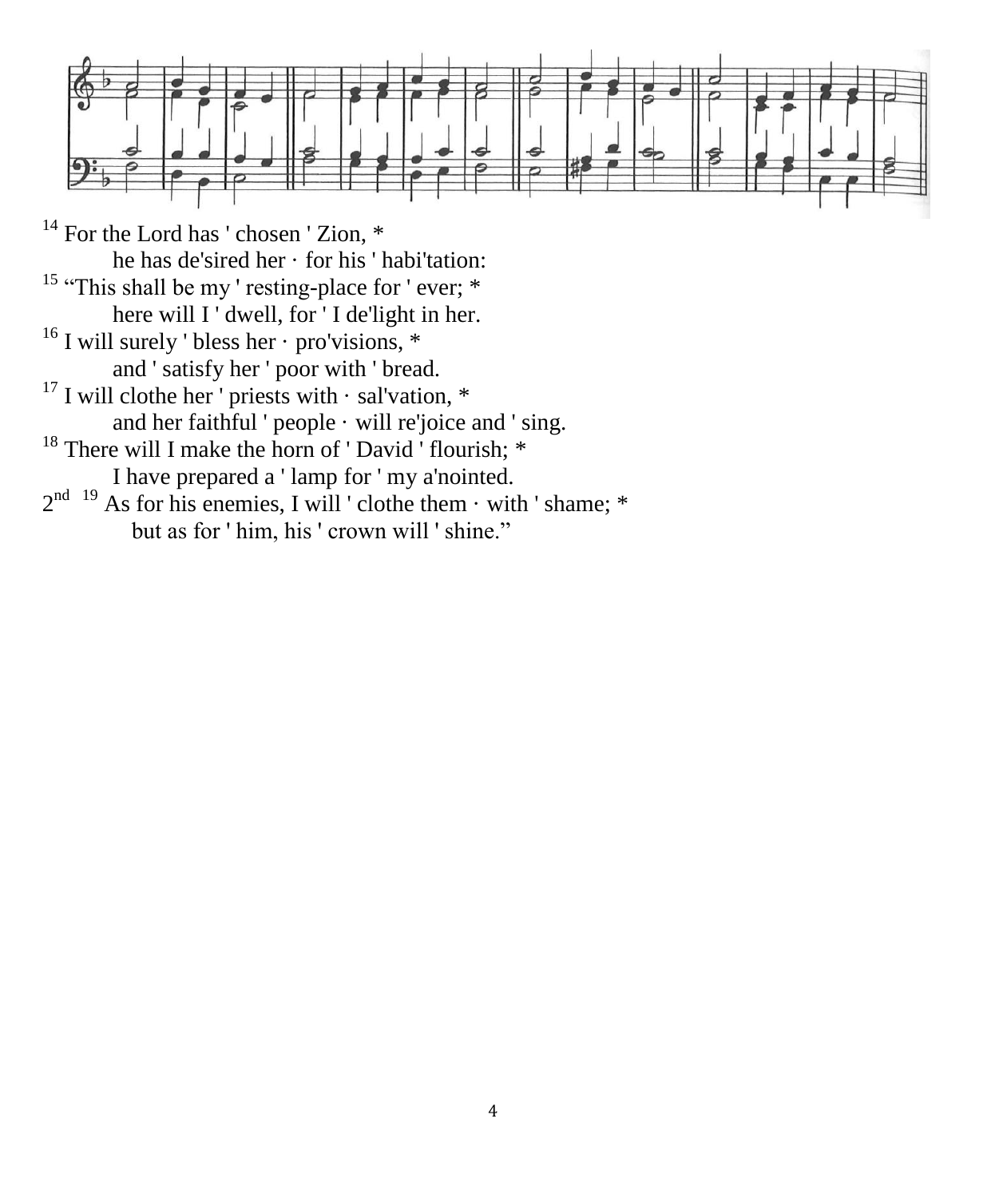[14] For the Lord has ' chosen ' Zion, *
he has de'sired her · for his ' habi'tation:

[15] "This shall be my ' resting-place for ' ever; *
here will I ' dwell, for ' I de'light in her.

[16] I will surely ' bless her · pro'visions, *
and ' satisfy her ' poor with ' bread.

[17] I will clothe her ' priests with · sal'vation, *
and her faithful ' people · will re'joice and ' sing.

[18] There will I make the horn of ' David ' flourish; *
I have prepared a ' lamp for ' my a'nointed.

2nd [19] As for his enemies, I will ' clothe them · with ' shame; *
but as for ' him, his ' crown will ' shine."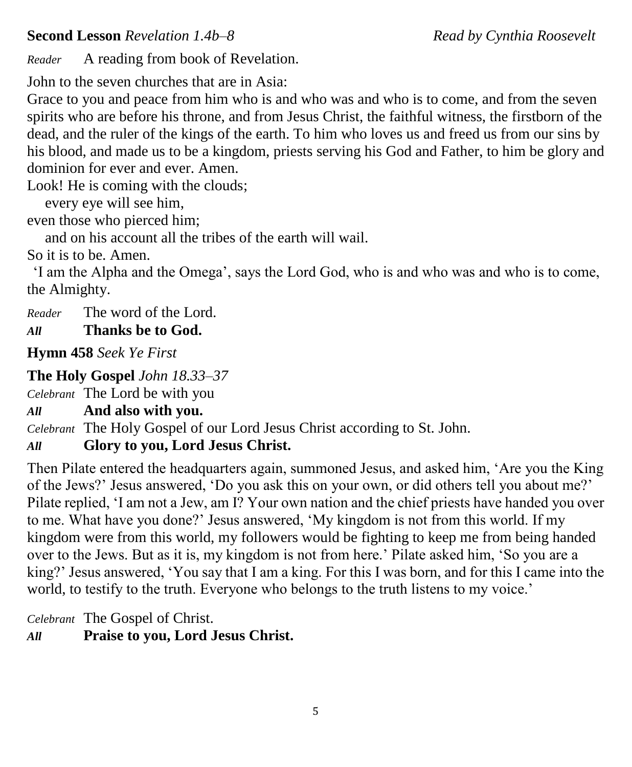**Second Lesson** *Revelation 1.4b–8* *Read by Cynthia Roosevelt*

*Reader* A reading from book of Revelation.

John to the seven churches that are in Asia:
Grace to you and peace from him who is and who was and who is to come, and from the seven spirits who are before his throne, and from Jesus Christ, the faithful witness, the firstborn of the dead, and the ruler of the kings of the earth. To him who loves us and freed us from our sins by his blood, and made us to be a kingdom, priests serving his God and Father, to him be glory and dominion for ever and ever. Amen.
Look! He is coming with the clouds;
  every eye will see him,
even those who pierced him;
  and on his account all the tribes of the earth will wail.
So it is to be. Amen.
'I am the Alpha and the Omega', says the Lord God, who is and who was and who is to come, the Almighty.

*Reader* The word of the Lord.
***All*** **Thanks be to God.**

**Hymn 458** *Seek Ye First*

**The Holy Gospel** *John 18.33–37*

*Celebrant* The Lord be with you
***All*** **And also with you.**
*Celebrant* The Holy Gospel of our Lord Jesus Christ according to St. John.
***All*** **Glory to you, Lord Jesus Christ.**

Then Pilate entered the headquarters again, summoned Jesus, and asked him, 'Are you the King of the Jews?' Jesus answered, 'Do you ask this on your own, or did others tell you about me?' Pilate replied, 'I am not a Jew, am I? Your own nation and the chief priests have handed you over to me. What have you done?' Jesus answered, 'My kingdom is not from this world. If my kingdom were from this world, my followers would be fighting to keep me from being handed over to the Jews. But as it is, my kingdom is not from here.' Pilate asked him, 'So you are a king?' Jesus answered, 'You say that I am a king. For this I was born, and for this I came into the world, to testify to the truth. Everyone who belongs to the truth listens to my voice.'

*Celebrant* The Gospel of Christ.
***All*** **Praise to you, Lord Jesus Christ.**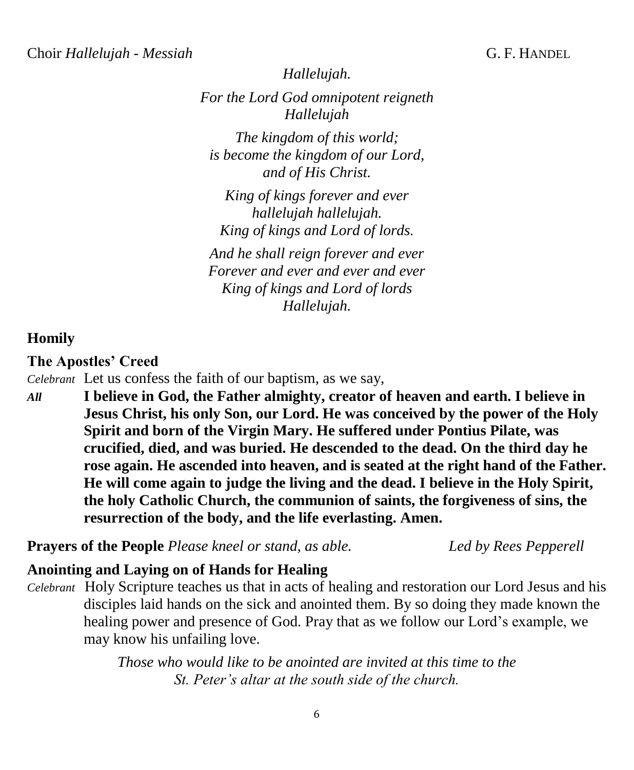Choir *Hallelujah - Messiah* G. F. HANDEL

*Hallelujah.*

*For the Lord God omnipotent reigneth*
*Hallelujah*

*The kingdom of this world;*
*is become the kingdom of our Lord,*
*and of His Christ.*

*King of kings forever and ever*
*hallelujah hallelujah.*
*King of kings and Lord of lords.*

*And he shall reign forever and ever*
*Forever and ever and ever and ever*
*King of kings and Lord of lords*
*Hallelujah.*

**Homily**

**The Apostles' Creed**

*Celebrant* Let us confess the faith of our baptism, as we say,

***All*** **I believe in God, the Father almighty, creator of heaven and earth. I believe in Jesus Christ, his only Son, our Lord. He was conceived by the power of the Holy Spirit and born of the Virgin Mary. He suffered under Pontius Pilate, was crucified, died, and was buried. He descended to the dead. On the third day he rose again. He ascended into heaven, and is seated at the right hand of the Father. He will come again to judge the living and the dead. I believe in the Holy Spirit, the holy Catholic Church, the communion of saints, the forgiveness of sins, the resurrection of the body, and the life everlasting. Amen.**

**Prayers of the People** *Please kneel or stand, as able.* *Led by Rees Pepperell*

**Anointing and Laying on of Hands for Healing**

*Celebrant* Holy Scripture teaches us that in acts of healing and restoration our Lord Jesus and his disciples laid hands on the sick and anointed them. By so doing they made known the healing power and presence of God. Pray that as we follow our Lord's example, we may know his unfailing love.

*Those who would like to be anointed are invited at this time to the St. Peter's altar at the south side of the church.*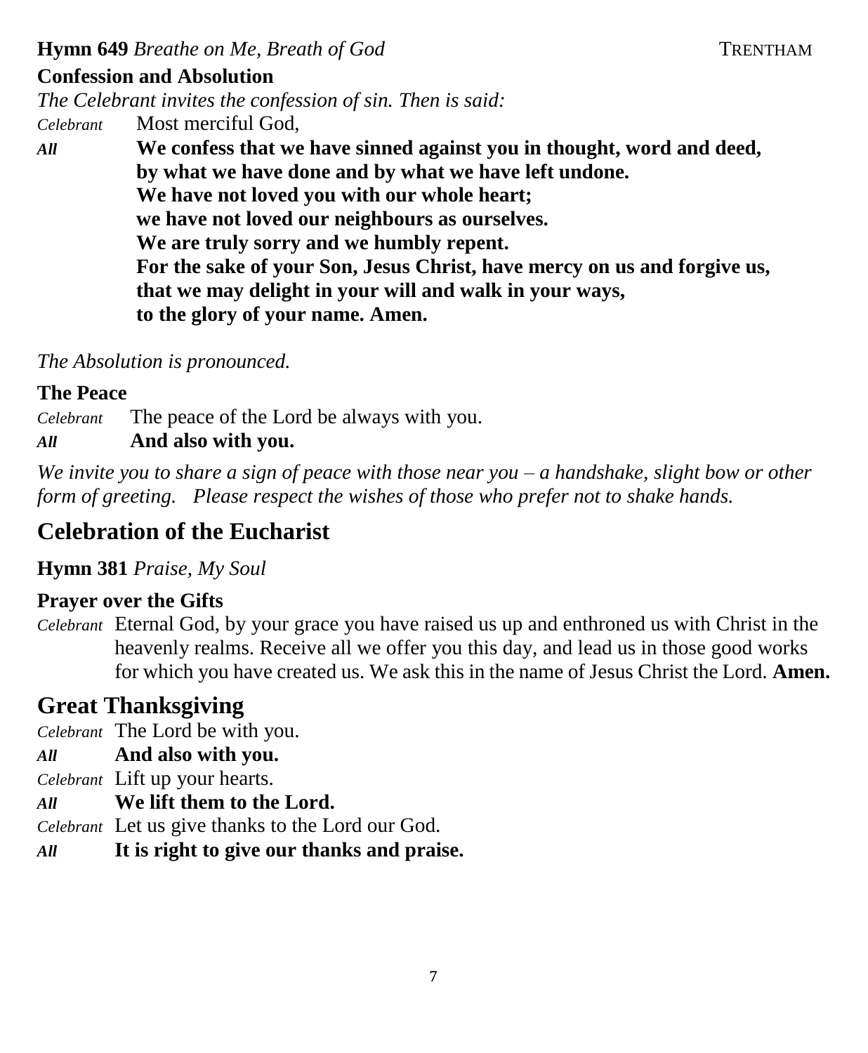**Hymn 649** *Breathe on Me, Breath of God* TRENTHAM

**Confession and Absolution**

*The Celebrant invites the confession of sin. Then is said:*

*Celebrant* Most merciful God,

*All* **We confess that we have sinned against you in thought, word and deed,**
**by what we have done and by what we have left undone.**
**We have not loved you with our whole heart;**
**we have not loved our neighbours as ourselves.**
**We are truly sorry and we humbly repent.**
**For the sake of your Son, Jesus Christ, have mercy on us and forgive us,**
**that we may delight in your will and walk in your ways,**
**to the glory of your name. Amen.**

*The Absolution is pronounced.*

**The Peace**

*Celebrant* The peace of the Lord be always with you.

*All* **And also with you.**

*We invite you to share a sign of peace with those near you – a handshake, slight bow or other form of greeting. Please respect the wishes of those who prefer not to shake hands.*

## Celebration of the Eucharist

**Hymn 381** *Praise, My Soul*

**Prayer over the Gifts**

*Celebrant* Eternal God, by your grace you have raised us up and enthroned us with Christ in the heavenly realms. Receive all we offer you this day, and lead us in those good works for which you have created us. We ask this in the name of Jesus Christ the Lord. **Amen.**

## Great Thanksgiving

*Celebrant* The Lord be with you.

*All* **And also with you.**

*Celebrant* Lift up your hearts.

*All* **We lift them to the Lord.**

*Celebrant* Let us give thanks to the Lord our God.

*All* **It is right to give our thanks and praise.**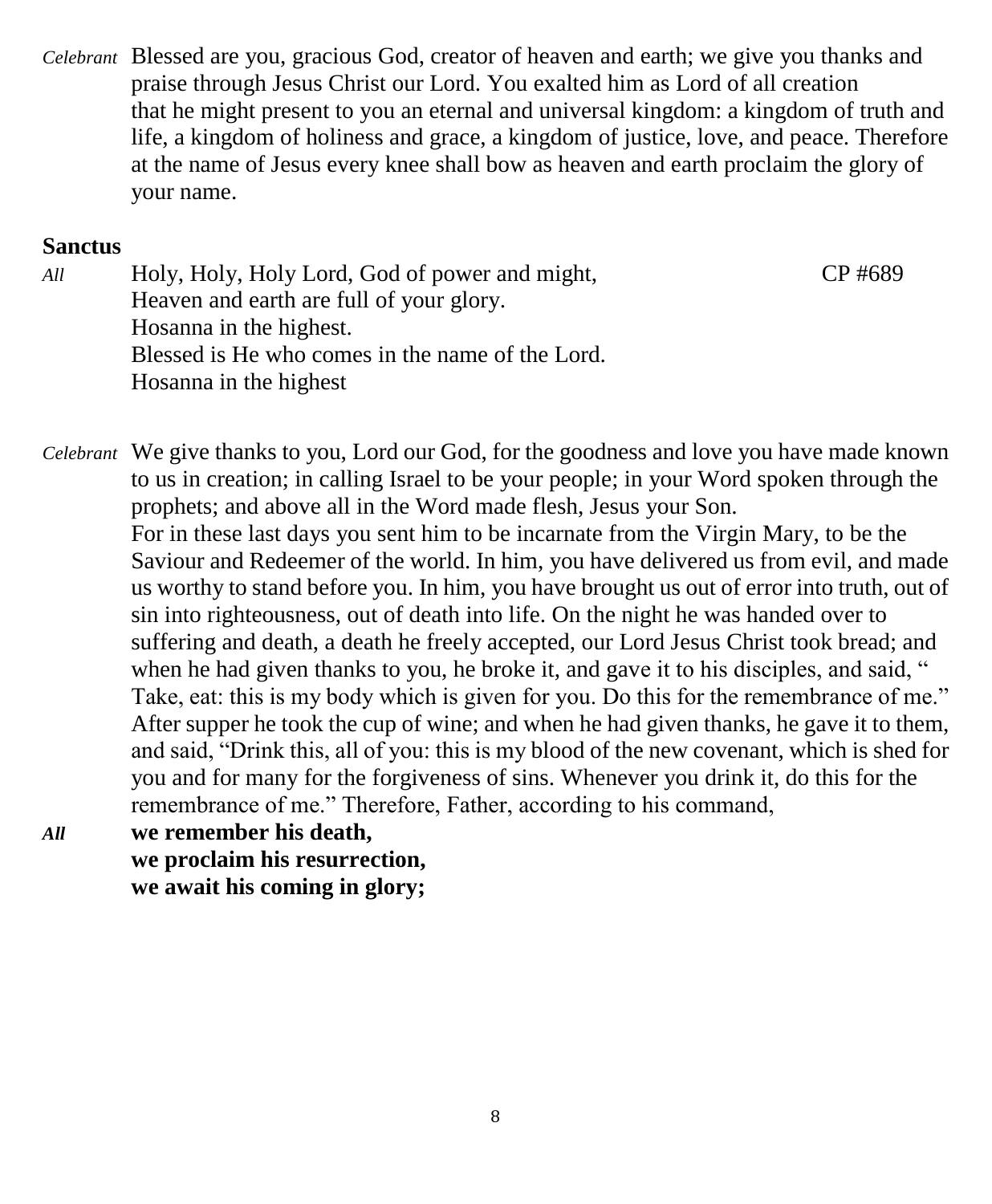*Celebrant* Blessed are you, gracious God, creator of heaven and earth; we give you thanks and praise through Jesus Christ our Lord. You exalted him as Lord of all creation that he might present to you an eternal and universal kingdom: a kingdom of truth and life, a kingdom of holiness and grace, a kingdom of justice, love, and peace. Therefore at the name of Jesus every knee shall bow as heaven and earth proclaim the glory of your name.

## Sanctus

*All* Holy, Holy, Holy Lord, God of power and might, CP #689
Heaven and earth are full of your glory.
Hosanna in the highest.
Blessed is He who comes in the name of the Lord.
Hosanna in the highest

*Celebrant* We give thanks to you, Lord our God, for the goodness and love you have made known to us in creation; in calling Israel to be your people; in your Word spoken through the prophets; and above all in the Word made flesh, Jesus your Son.
For in these last days you sent him to be incarnate from the Virgin Mary, to be the Saviour and Redeemer of the world. In him, you have delivered us from evil, and made us worthy to stand before you. In him, you have brought us out of error into truth, out of sin into righteousness, out of death into life. On the night he was handed over to suffering and death, a death he freely accepted, our Lord Jesus Christ took bread; and when he had given thanks to you, he broke it, and gave it to his disciples, and said, " Take, eat: this is my body which is given for you. Do this for the remembrance of me." After supper he took the cup of wine; and when he had given thanks, he gave it to them, and said, "Drink this, all of you: this is my blood of the new covenant, which is shed for you and for many for the forgiveness of sins. Whenever you drink it, do this for the remembrance of me." Therefore, Father, according to his command,

***All*** **we remember his death,**
**we proclaim his resurrection,**
**we await his coming in glory;**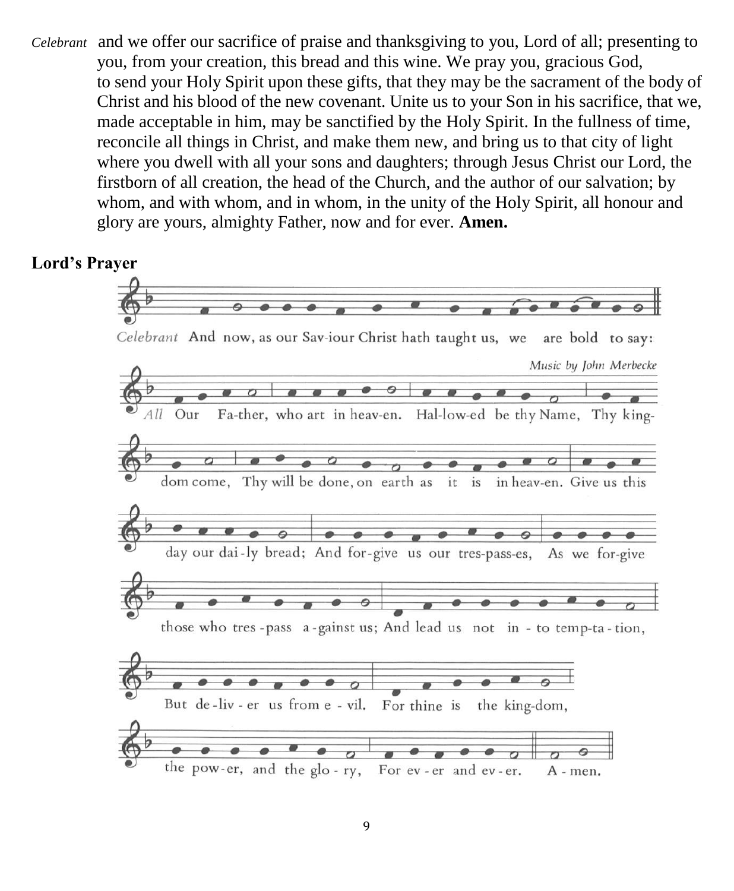*Celebrant* and we offer our sacrifice of praise and thanksgiving to you, Lord of all; presenting to you, from your creation, this bread and this wine. We pray you, gracious God, to send your Holy Spirit upon these gifts, that they may be the sacrament of the body of Christ and his blood of the new covenant. Unite us to your Son in his sacrifice, that we, made acceptable in him, may be sanctified by the Holy Spirit. In the fullness of time, reconcile all things in Christ, and make them new, and bring us to that city of light where you dwell with all your sons and daughters; through Jesus Christ our Lord, the firstborn of all creation, the head of the Church, and the author of our salvation; by whom, and with whom, and in whom, in the unity of the Holy Spirit, all honour and glory are yours, almighty Father, now and for ever. **Amen.**

**Lord's Prayer**

*Celebrant* And now, as our Saviour Christ hath taught us, we are bold to say:

*Music by John Merbecke*

*All* Our Father, who art in heaven. Hallowed be thy Name, Thy kingdom come, Thy will be done, on earth as it is in heaven. Give us this day our daily bread; And forgive us our trespasses, As we forgive those who trespass against us; And lead us not into temptation, But deliver us from evil. For thine is the kingdom, the power, and the glory, For ever and ever. Amen.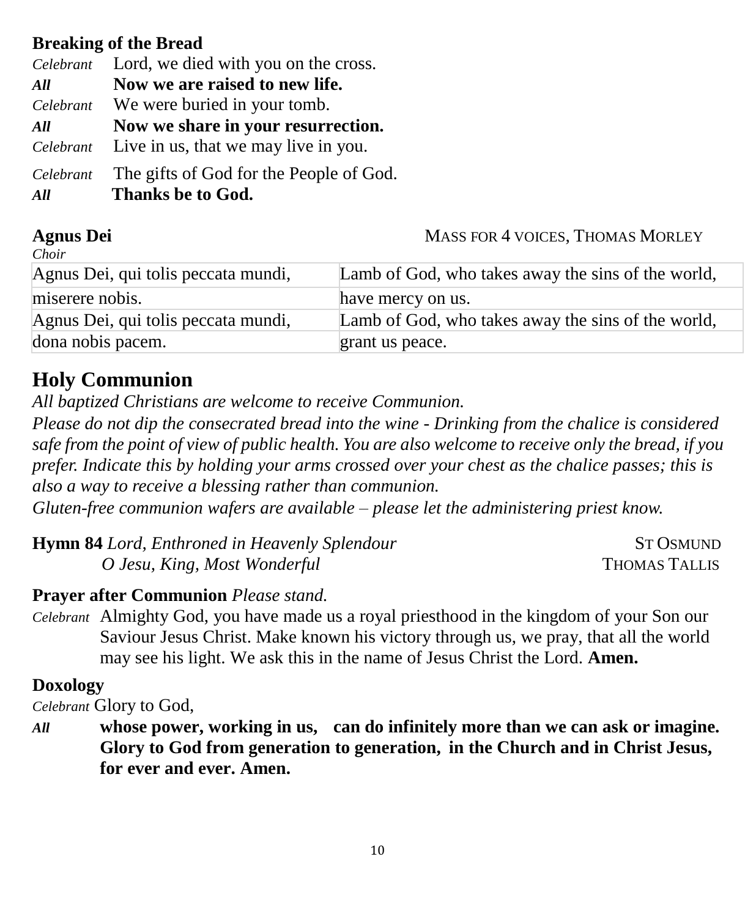**Breaking of the Bread**

*Celebrant* Lord, we died with you on the cross.
***All*** **Now we are raised to new life.**
*Celebrant* We were buried in your tomb.
***All*** **Now we share in your resurrection.**
*Celebrant* Live in us, that we may live in you.

*Celebrant* The gifts of God for the People of God.
***All*** **Thanks be to God.**

**Agnus Dei** MASS FOR 4 VOICES, THOMAS MORLEY
*Choir*

| | |
|---|---|
| Agnus Dei, qui tolis peccata mundi, | Lamb of God, who takes away the sins of the world, |
| miserere nobis. | have mercy on us. |
| Agnus Dei, qui tolis peccata mundi, | Lamb of God, who takes away the sins of the world, |
| dona nobis pacem. | grant us peace. |

## Holy Communion

*All baptized Christians are welcome to receive Communion.*
*Please do not dip the consecrated bread into the wine - Drinking from the chalice is considered safe from the point of view of public health. You are also welcome to receive only the bread, if you prefer. Indicate this by holding your arms crossed over your chest as the chalice passes; this is also a way to receive a blessing rather than communion.*
*Gluten-free communion wafers are available – please let the administering priest know.*

**Hymn 84** *Lord, Enthroned in Heavenly Splendour* ST OSMUND
*O Jesu, King, Most Wonderful* THOMAS TALLIS

**Prayer after Communion** *Please stand.*

*Celebrant* Almighty God, you have made us a royal priesthood in the kingdom of your Son our Saviour Jesus Christ. Make known his victory through us, we pray, that all the world may see his light. We ask this in the name of Jesus Christ the Lord. **Amen.**

**Doxology**

*Celebrant* Glory to God,
***All*** **whose power, working in us, can do infinitely more than we can ask or imagine. Glory to God from generation to generation, in the Church and in Christ Jesus, for ever and ever. Amen.**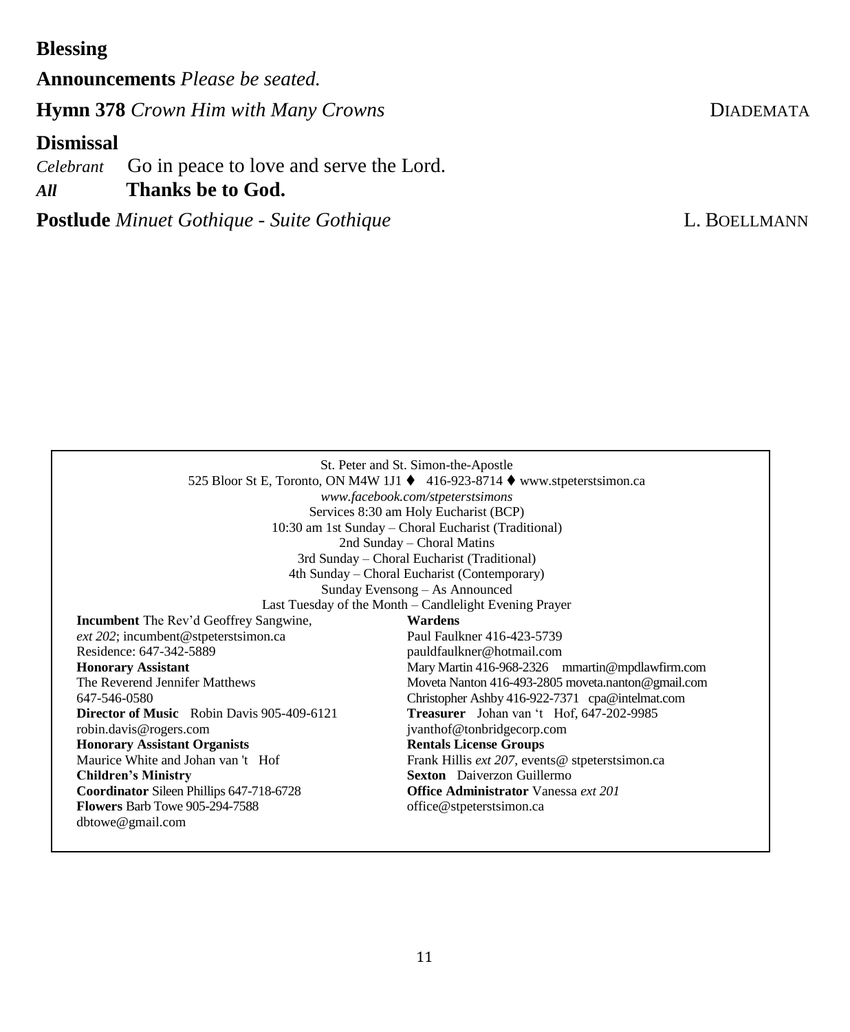**Blessing**

**Announcements** *Please be seated.*

**Hymn 378** *Crown Him with Many Crowns* DIADEMATA

**Dismissal**

*Celebrant* Go in peace to love and serve the Lord.

***All*** **Thanks be to God.**

**Postlude** *Minuet Gothique - Suite Gothique* L. BOELLMANN

---

St. Peter and St. Simon-the-Apostle
525 Bloor St E, Toronto, ON M4W 1J1 ♦ 416-923-8714 ♦ www.stpeterstsimon.ca
*www.facebook.com/stpeterstsimons*
Services 8:30 am Holy Eucharist (BCP)
10:30 am 1st Sunday – Choral Eucharist (Traditional)
2nd Sunday – Choral Matins
3rd Sunday – Choral Eucharist (Traditional)
4th Sunday – Choral Eucharist (Contemporary)
Sunday Evensong – As Announced
Last Tuesday of the Month – Candlelight Evening Prayer

**Incumbent** The Rev'd Geoffrey Sangwine,
*ext 202*; incumbent@stpeterstsimon.ca
Residence: 647-342-5889
**Honorary Assistant**
The Reverend Jennifer Matthews
647-546-0580
**Director of Music** Robin Davis 905-409-6121
robin.davis@rogers.com
**Honorary Assistant Organists**
Maurice White and Johan van 't Hof
**Children's Ministry**
**Coordinator** Sileen Phillips 647-718-6728
**Flowers** Barb Towe 905-294-7588
dbtowe@gmail.com

**Wardens**
Paul Faulkner 416-423-5739
pauldfaulkner@hotmail.com
Mary Martin 416-968-2326 mmartin@mpdlawfirm.com
Moveta Nanton 416-493-2805 moveta.nanton@gmail.com
Christopher Ashby 416-922-7371 cpa@intelmat.com
**Treasurer** Johan van 't Hof, 647-202-9985
jvanthof@tonbridgecorp.com
**Rentals License Groups**
Frank Hillis *ext 207*, events@ stpeterstsimon.ca
**Sexton** Daiverzon Guillermo
**Office Administrator** Vanessa *ext 201*
office@stpeterstsimon.ca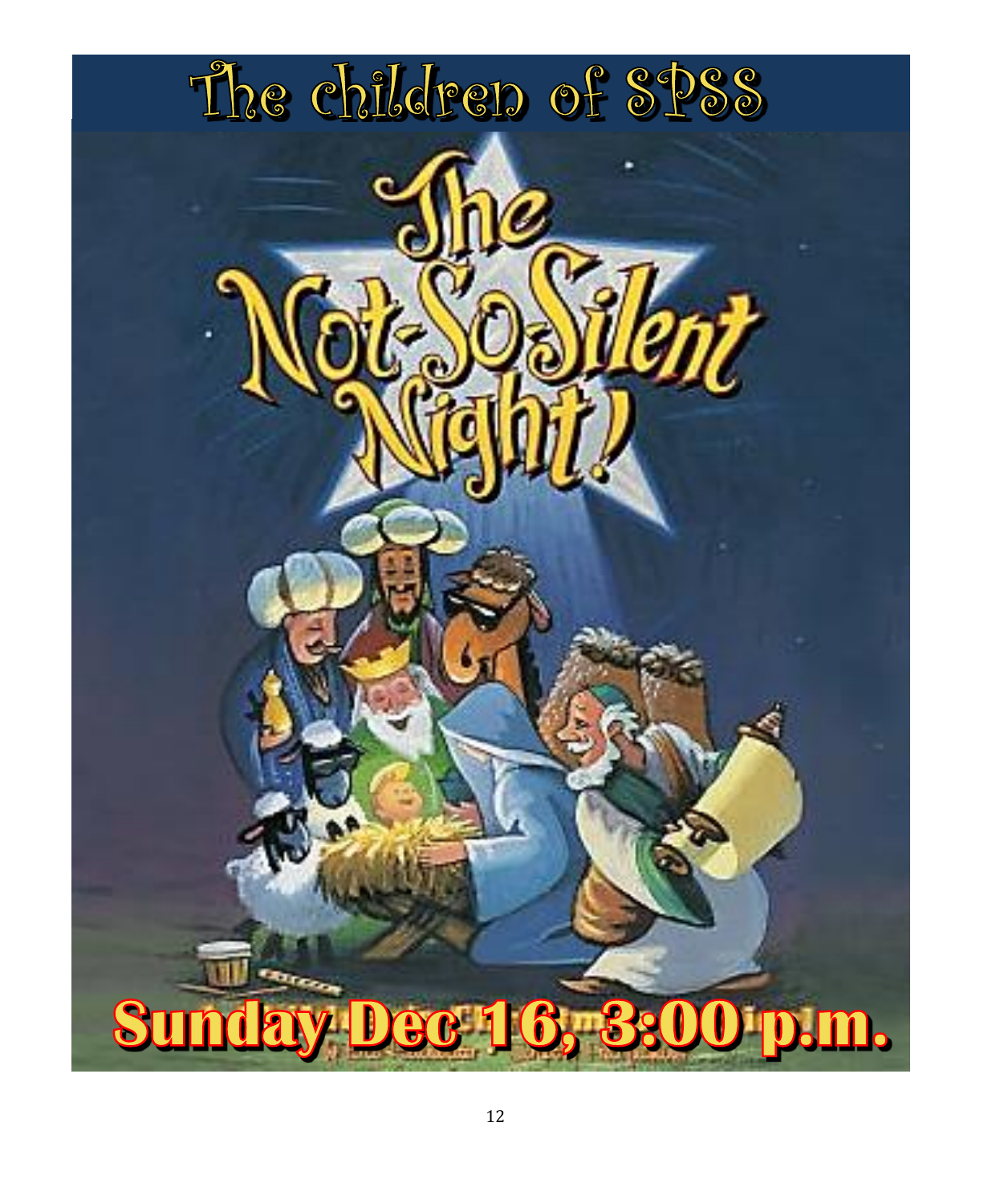# The children of SPSS

# The Not-So-Silent Night!

**Sunday Dec 16, 3:00 p.m.**